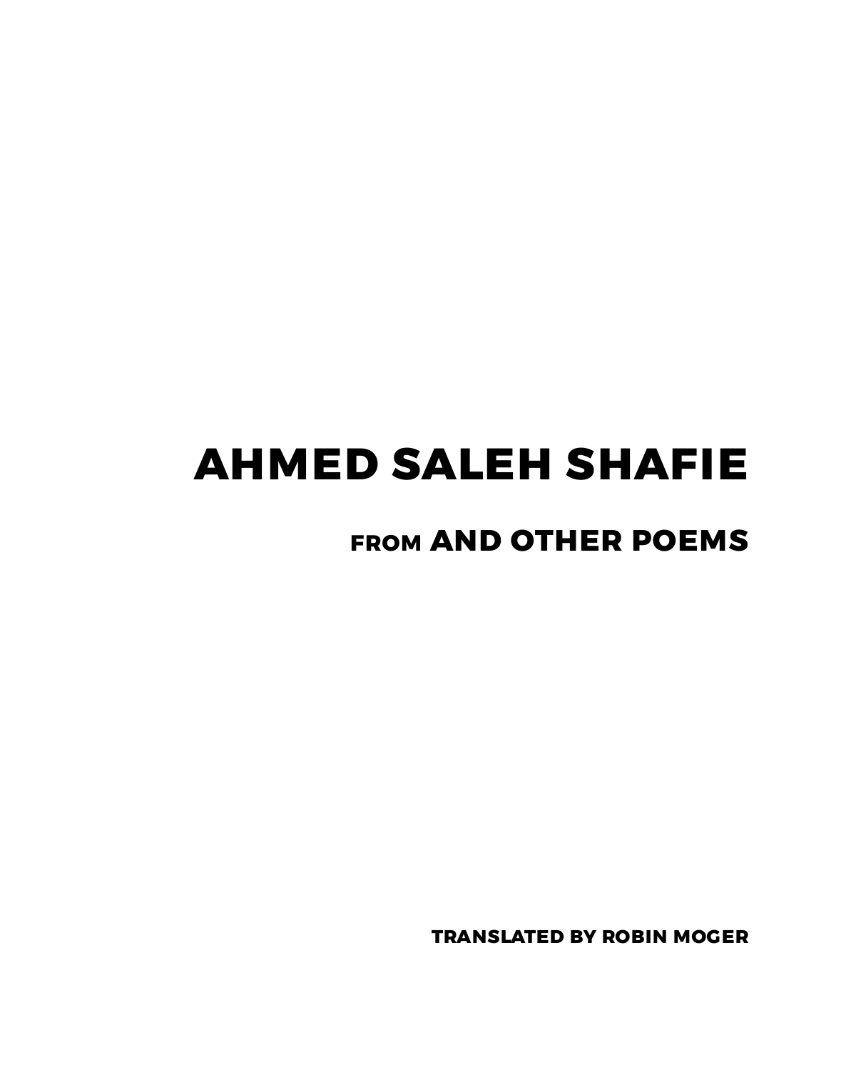# AHMED SALEH SHAFIE

## FROM AND OTHER POEMS

**TRANSLATED BY ROBIN MOGER**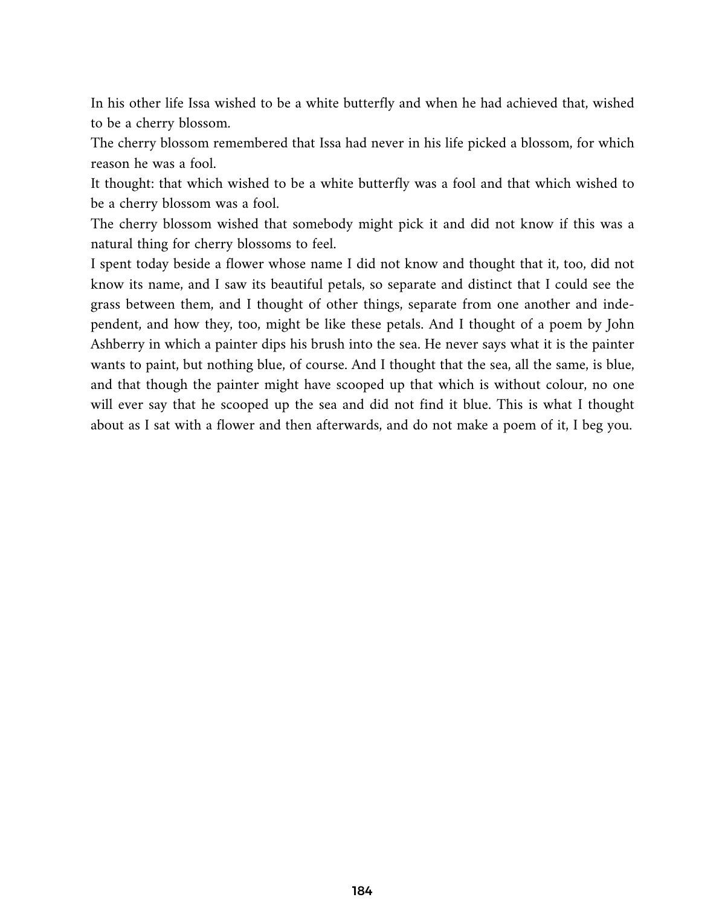In his other life Issa wished to be a white butterfly and when he had achieved that, wished to be a cherry blossom.

The cherry blossom remembered that Issa had never in his life picked a blossom, for which reason he was a fool.

It thought: that which wished to be a white butterfly was a fool and that which wished to be a cherry blossom was a fool.

The cherry blossom wished that somebody might pick it and did not know if this was a natural thing for cherry blossoms to feel.

I spent today beside a flower whose name I did not know and thought that it, too, did not know its name, and I saw its beautiful petals, so separate and distinct that I could see the grass between them, and I thought of other things, separate from one another and independent, and how they, too, might be like these petals. And I thought of a poem by John Ashberry in which a painter dips his brush into the sea. He never says what it is the painter wants to paint, but nothing blue, of course. And I thought that the sea, all the same, is blue, and that though the painter might have scooped up that which is without colour, no one will ever say that he scooped up the sea and did not find it blue. This is what I thought about as I sat with a flower and then afterwards, and do not make a poem of it, I beg you.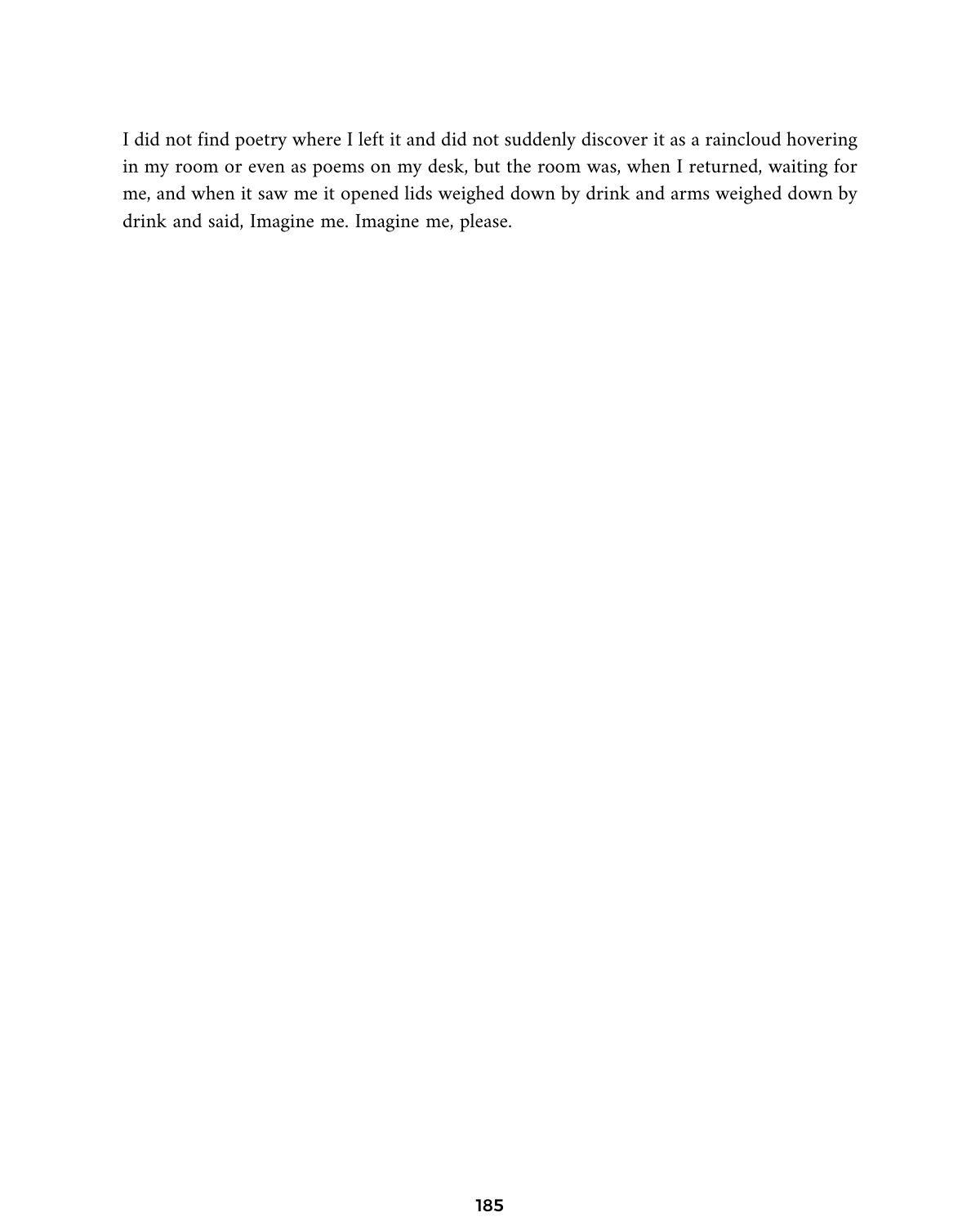I did not find poetry where I left it and did not suddenly discover it as a raincloud hovering in my room or even as poems on my desk, but the room was, when I returned, waiting for me, and when it saw me it opened lids weighed down by drink and arms weighed down by drink and said, Imagine me. Imagine me, please.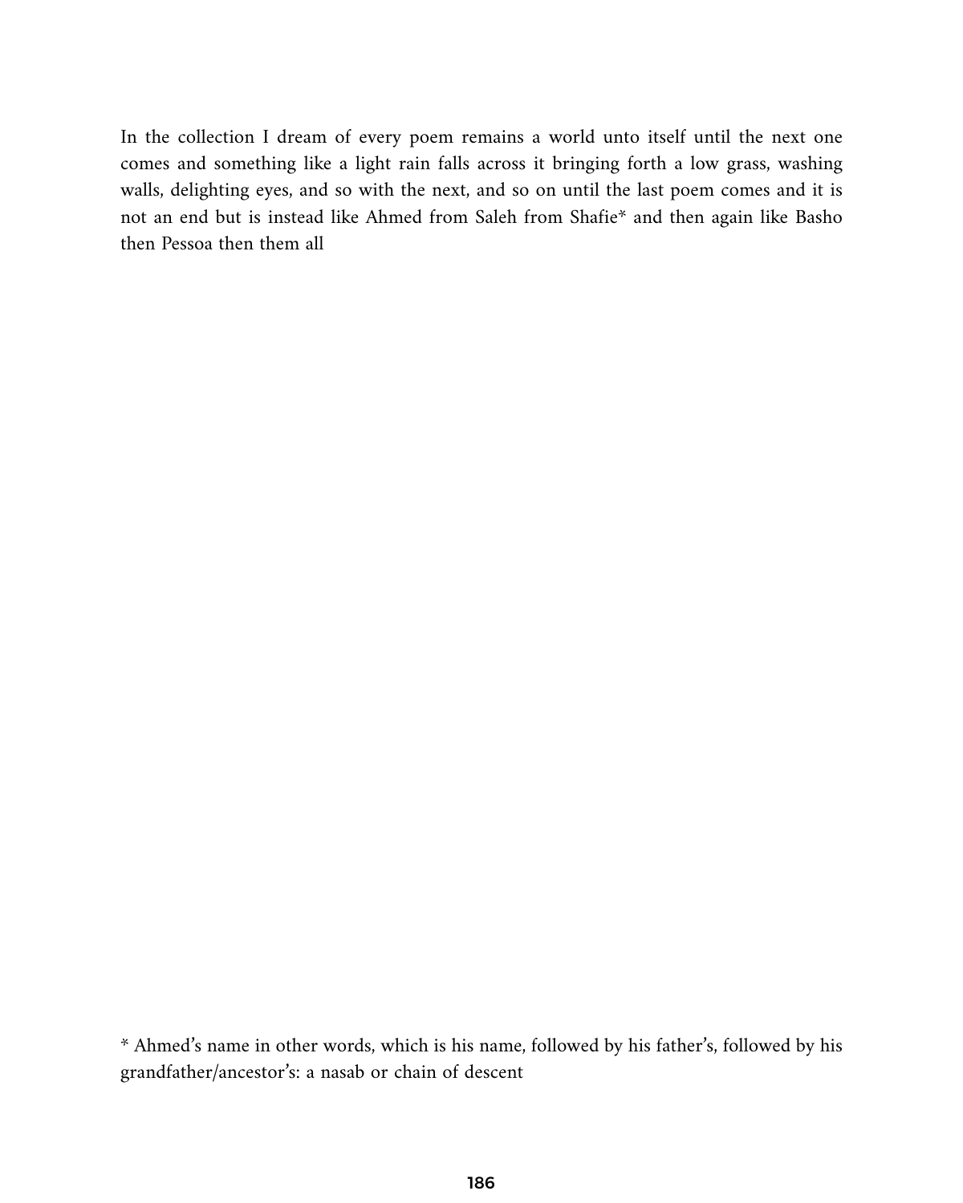In the collection I dream of every poem remains a world unto itself until the next one comes and something like a light rain falls across it bringing forth a low grass, washing walls, delighting eyes, and so with the next, and so on until the last poem comes and it is not an end but is instead like Ahmed from Saleh from Shafie* and then again like Basho then Pessoa then them all

* Ahmed's name in other words, which is his name, followed by his father's, followed by his grandfather/ancestor's: a nasab or chain of descent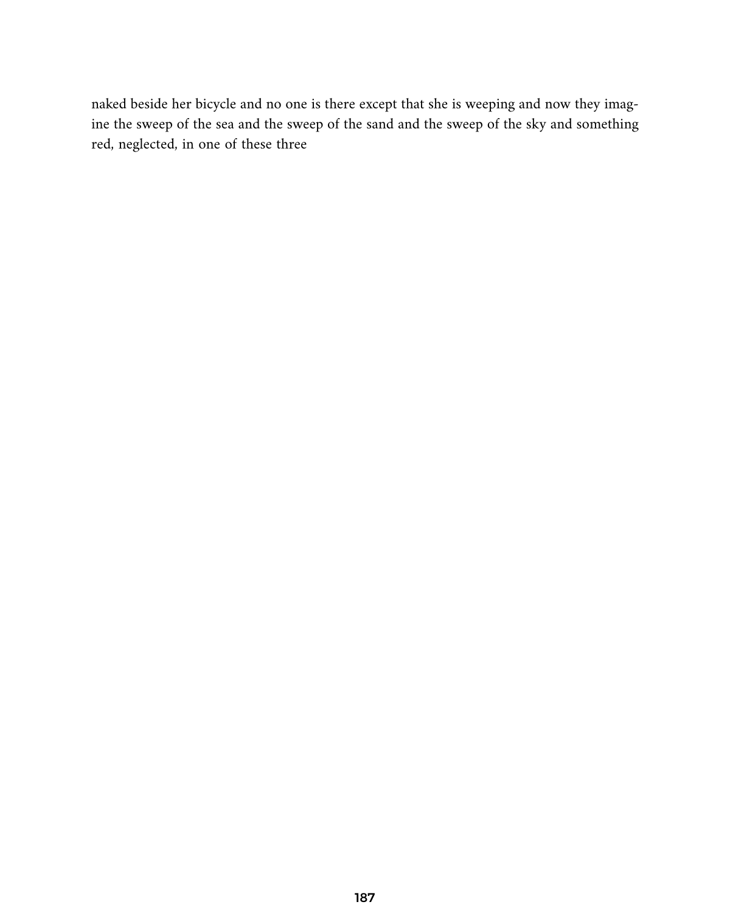naked beside her bicycle and no one is there except that she is weeping and now they imagine the sweep of the sea and the sweep of the sand and the sweep of the sky and something red, neglected, in one of these three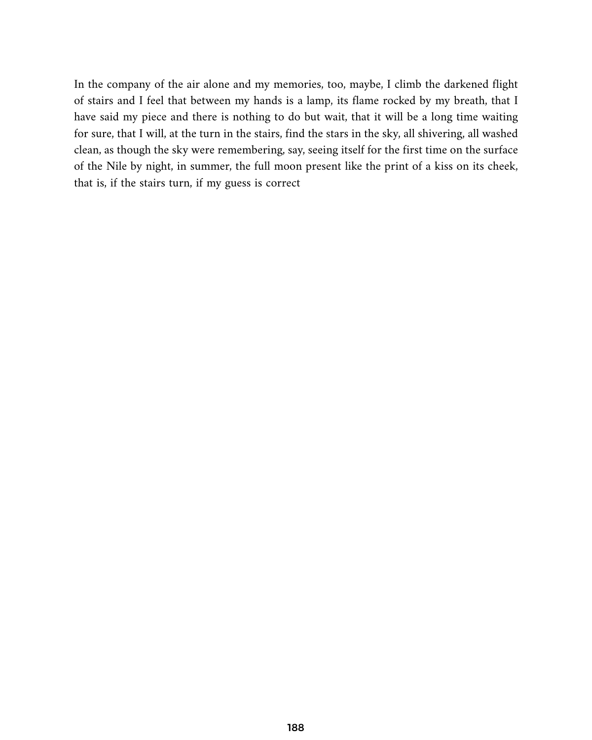In the company of the air alone and my memories, too, maybe, I climb the darkened flight of stairs and I feel that between my hands is a lamp, its flame rocked by my breath, that I have said my piece and there is nothing to do but wait, that it will be a long time waiting for sure, that I will, at the turn in the stairs, find the stars in the sky, all shivering, all washed clean, as though the sky were remembering, say, seeing itself for the first time on the surface of the Nile by night, in summer, the full moon present like the print of a kiss on its cheek, that is, if the stairs turn, if my guess is correct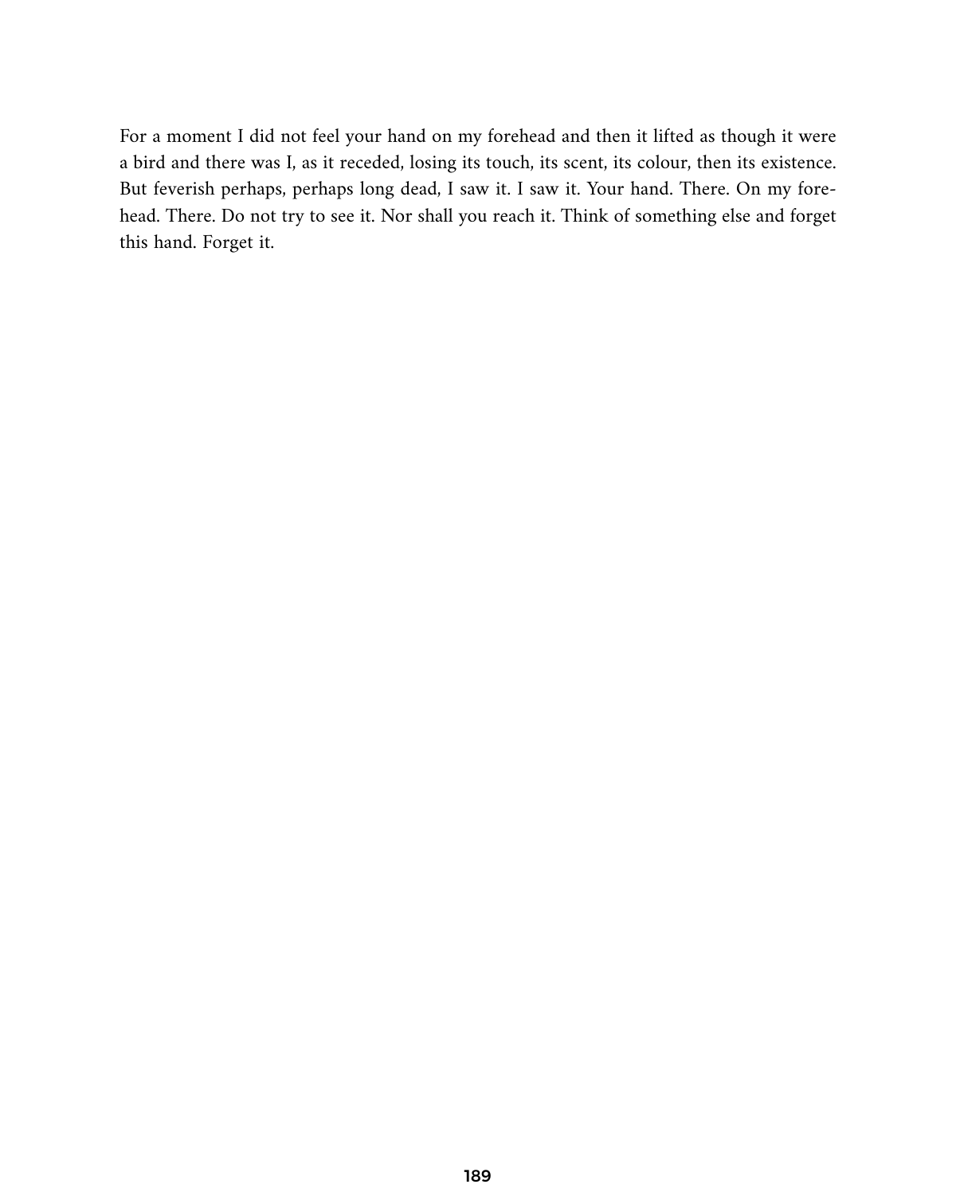For a moment I did not feel your hand on my forehead and then it lifted as though it were a bird and there was I, as it receded, losing its touch, its scent, its colour, then its existence. But feverish perhaps, perhaps long dead, I saw it. I saw it. Your hand. There. On my forehead. There. Do not try to see it. Nor shall you reach it. Think of something else and forget this hand. Forget it.